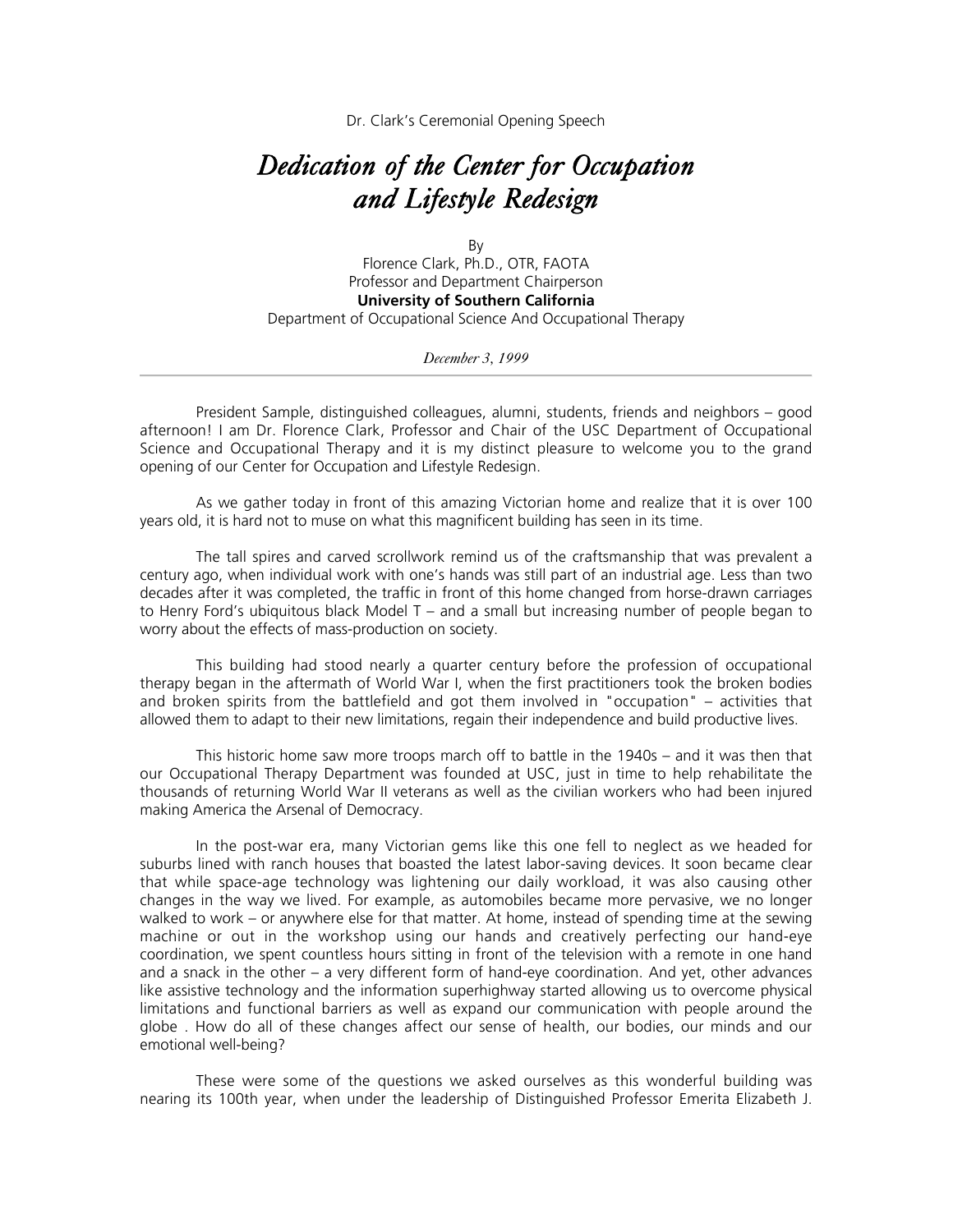Dr. Clark's Ceremonial Opening Speech

# *Dedication of the Center for Occupation and Lifestyle Redesign*

By
Florence Clark, Ph.D., OTR, FAOTA
Professor and Department Chairperson
**University of Southern California**
Department of Occupational Science And Occupational Therapy

*December 3, 1999*

---

President Sample, distinguished colleagues, alumni, students, friends and neighbors – good afternoon! I am Dr. Florence Clark, Professor and Chair of the USC Department of Occupational Science and Occupational Therapy and it is my distinct pleasure to welcome you to the grand opening of our Center for Occupation and Lifestyle Redesign.

As we gather today in front of this amazing Victorian home and realize that it is over 100 years old, it is hard not to muse on what this magnificent building has seen in its time.

The tall spires and carved scrollwork remind us of the craftsmanship that was prevalent a century ago, when individual work with one's hands was still part of an industrial age. Less than two decades after it was completed, the traffic in front of this home changed from horse-drawn carriages to Henry Ford's ubiquitous black Model T – and a small but increasing number of people began to worry about the effects of mass-production on society.

This building had stood nearly a quarter century before the profession of occupational therapy began in the aftermath of World War I, when the first practitioners took the broken bodies and broken spirits from the battlefield and got them involved in "occupation" – activities that allowed them to adapt to their new limitations, regain their independence and build productive lives.

This historic home saw more troops march off to battle in the 1940s – and it was then that our Occupational Therapy Department was founded at USC, just in time to help rehabilitate the thousands of returning World War II veterans as well as the civilian workers who had been injured making America the Arsenal of Democracy.

In the post-war era, many Victorian gems like this one fell to neglect as we headed for suburbs lined with ranch houses that boasted the latest labor-saving devices. It soon became clear that while space-age technology was lightening our daily workload, it was also causing other changes in the way we lived. For example, as automobiles became more pervasive, we no longer walked to work – or anywhere else for that matter. At home, instead of spending time at the sewing machine or out in the workshop using our hands and creatively perfecting our hand-eye coordination, we spent countless hours sitting in front of the television with a remote in one hand and a snack in the other – a very different form of hand-eye coordination. And yet, other advances like assistive technology and the information superhighway started allowing us to overcome physical limitations and functional barriers as well as expand our communication with people around the globe . How do all of these changes affect our sense of health, our bodies, our minds and our emotional well-being?

These were some of the questions we asked ourselves as this wonderful building was nearing its 100th year, when under the leadership of Distinguished Professor Emerita Elizabeth J.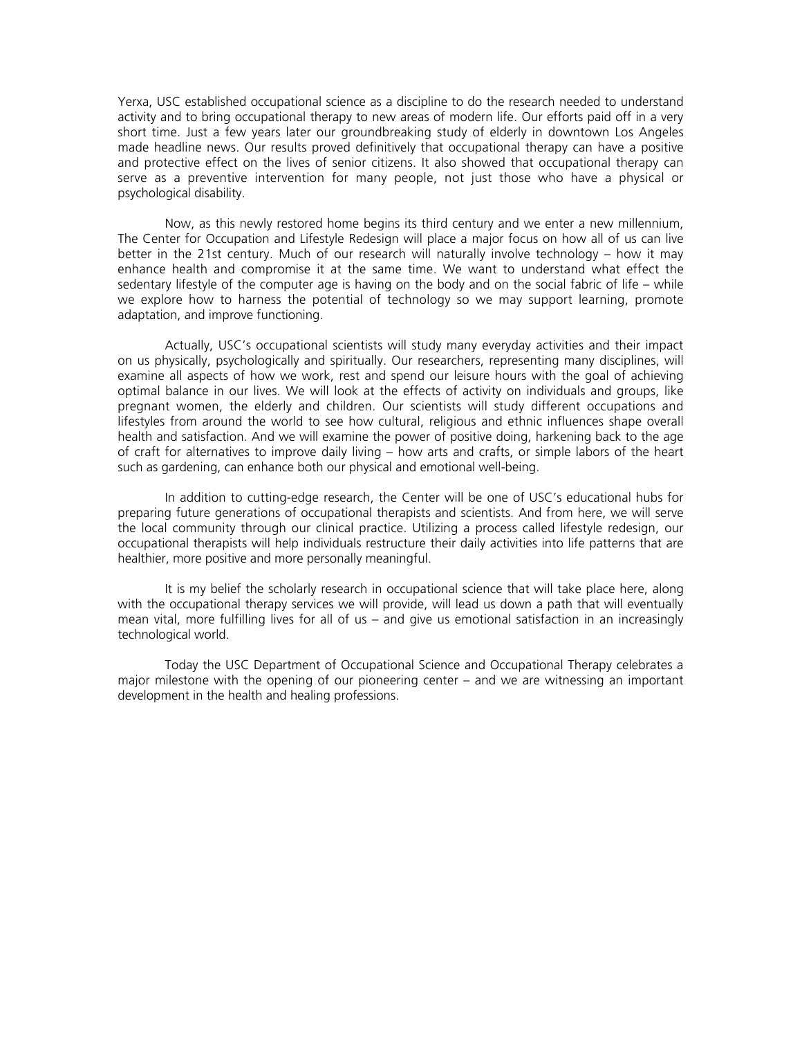Yerxa, USC established occupational science as a discipline to do the research needed to understand activity and to bring occupational therapy to new areas of modern life. Our efforts paid off in a very short time. Just a few years later our groundbreaking study of elderly in downtown Los Angeles made headline news. Our results proved definitively that occupational therapy can have a positive and protective effect on the lives of senior citizens. It also showed that occupational therapy can serve as a preventive intervention for many people, not just those who have a physical or psychological disability.

Now, as this newly restored home begins its third century and we enter a new millennium, The Center for Occupation and Lifestyle Redesign will place a major focus on how all of us can live better in the 21st century. Much of our research will naturally involve technology – how it may enhance health and compromise it at the same time. We want to understand what effect the sedentary lifestyle of the computer age is having on the body and on the social fabric of life – while we explore how to harness the potential of technology so we may support learning, promote adaptation, and improve functioning.

Actually, USC's occupational scientists will study many everyday activities and their impact on us physically, psychologically and spiritually. Our researchers, representing many disciplines, will examine all aspects of how we work, rest and spend our leisure hours with the goal of achieving optimal balance in our lives. We will look at the effects of activity on individuals and groups, like pregnant women, the elderly and children. Our scientists will study different occupations and lifestyles from around the world to see how cultural, religious and ethnic influences shape overall health and satisfaction. And we will examine the power of positive doing, harkening back to the age of craft for alternatives to improve daily living – how arts and crafts, or simple labors of the heart such as gardening, can enhance both our physical and emotional well-being.

In addition to cutting-edge research, the Center will be one of USC's educational hubs for preparing future generations of occupational therapists and scientists. And from here, we will serve the local community through our clinical practice. Utilizing a process called lifestyle redesign, our occupational therapists will help individuals restructure their daily activities into life patterns that are healthier, more positive and more personally meaningful.

It is my belief the scholarly research in occupational science that will take place here, along with the occupational therapy services we will provide, will lead us down a path that will eventually mean vital, more fulfilling lives for all of us – and give us emotional satisfaction in an increasingly technological world.

Today the USC Department of Occupational Science and Occupational Therapy celebrates a major milestone with the opening of our pioneering center – and we are witnessing an important development in the health and healing professions.